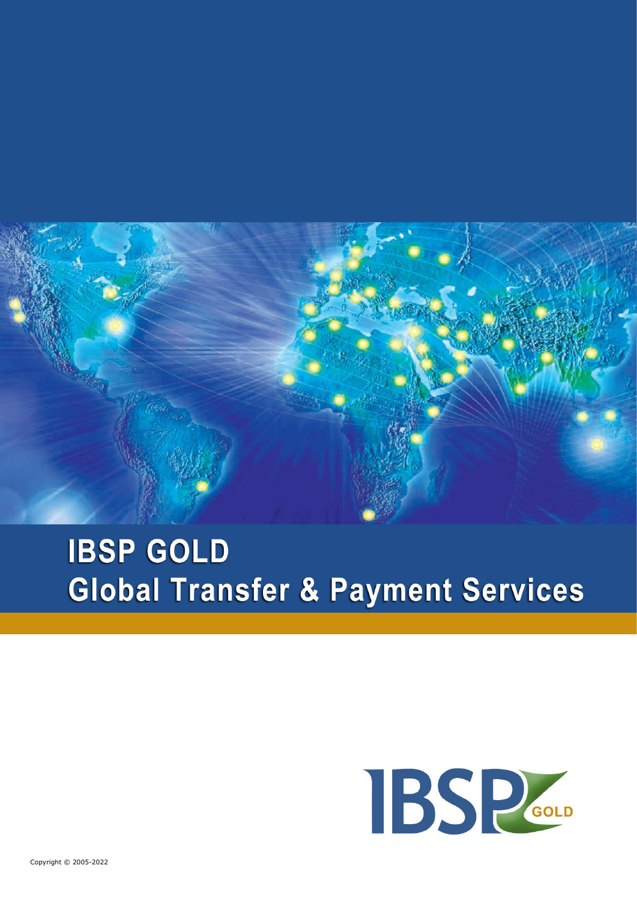# IBSP GOLD
## Global Transfer & Payment Services

IBSP GOLD

Copyright © 2005-2022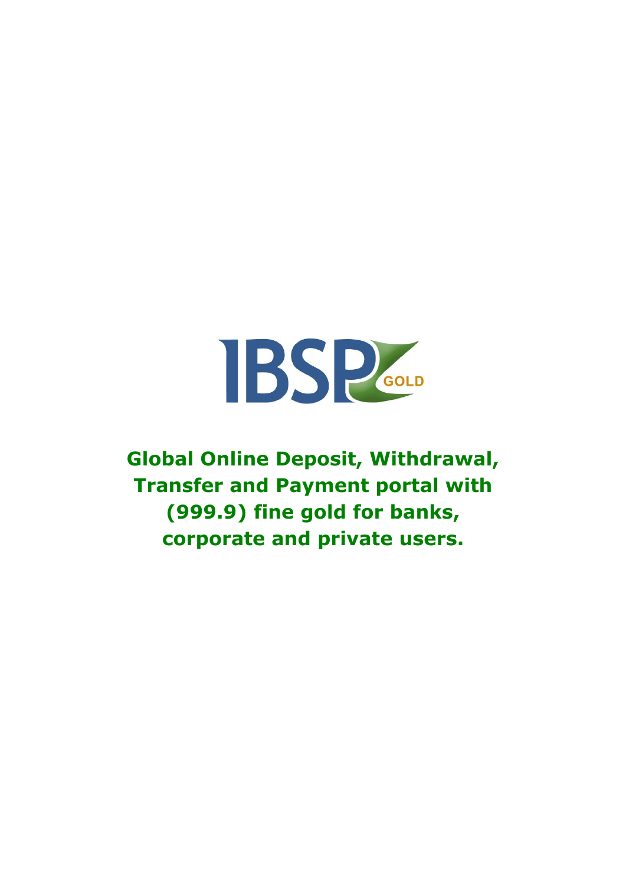IBSP GOLD

**Global Online Deposit, Withdrawal, Transfer and Payment portal with (999.9) fine gold for banks, corporate and private users.**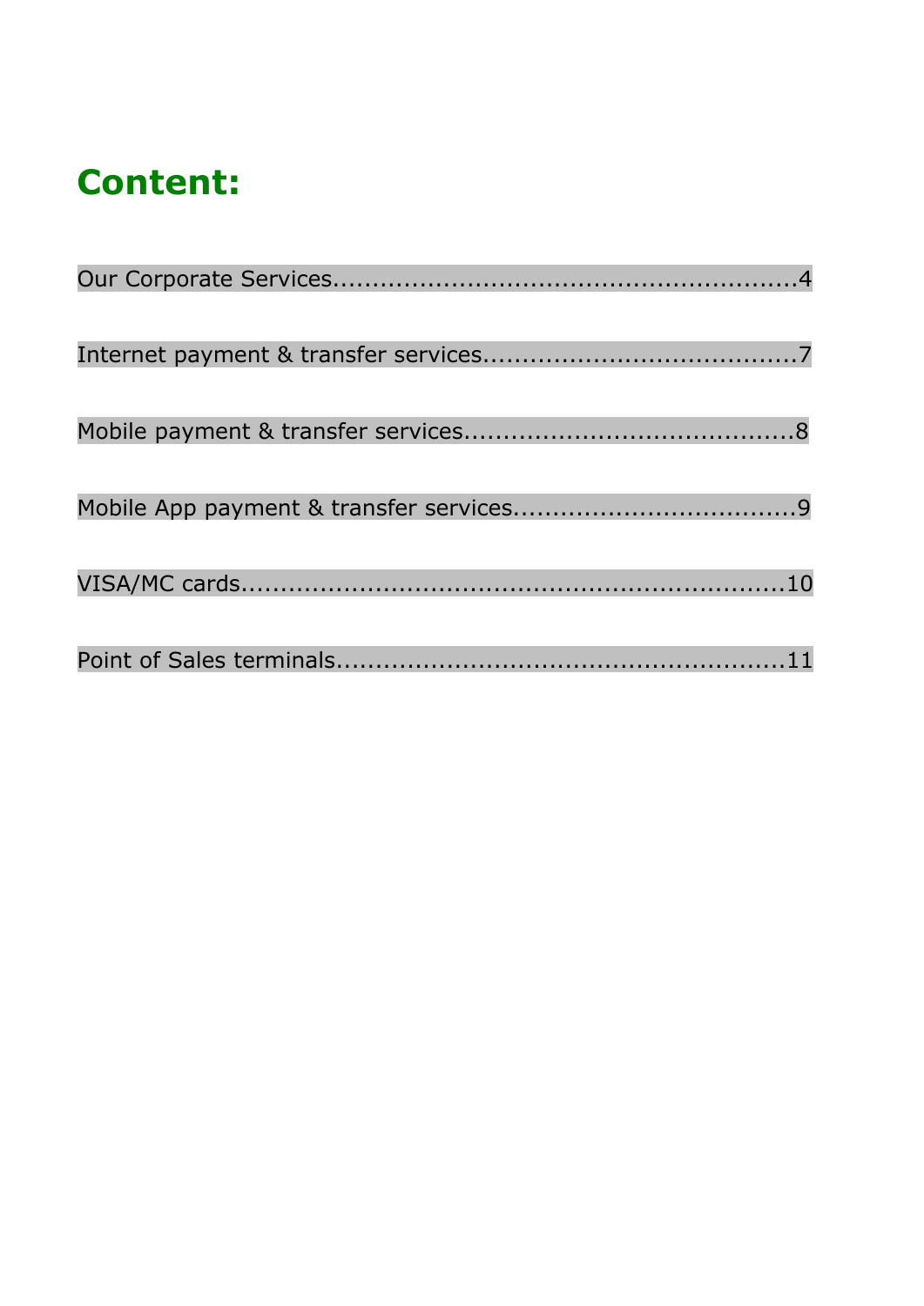# Content:

Our Corporate Services........................................................4

Internet payment & transfer services.......................................7

Mobile payment & transfer services.........................................8

Mobile App payment & transfer services...................................9

VISA/MC cards..................................................................10

Point of Sales terminals.......................................................11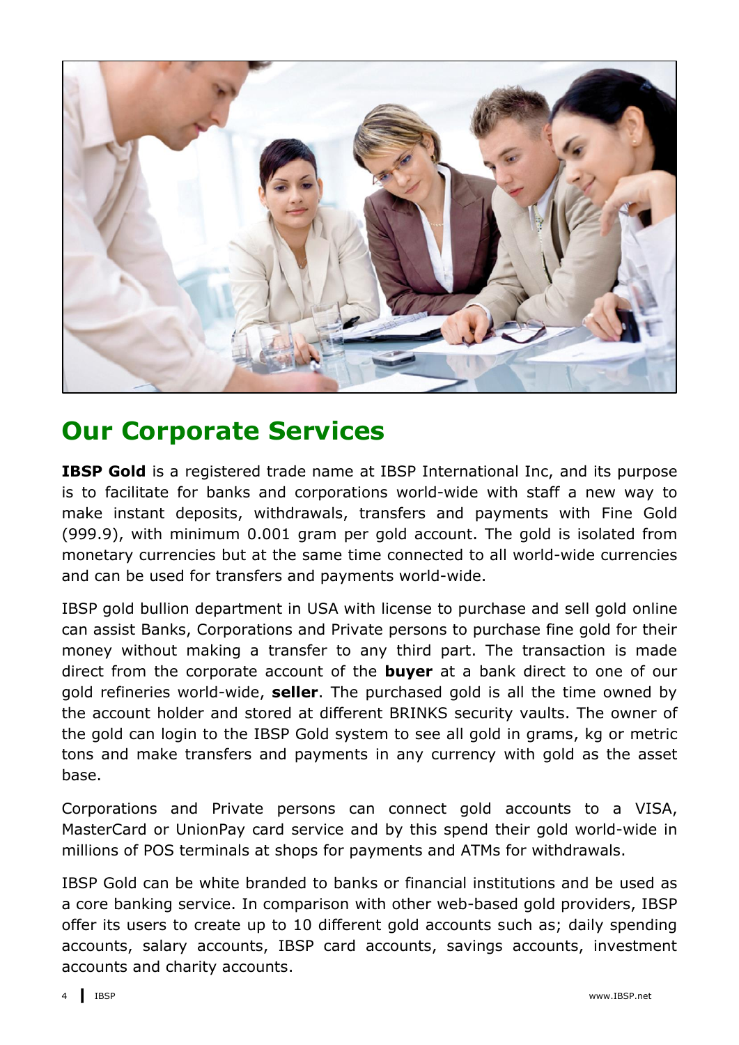## Our Corporate Services

**IBSP Gold** is a registered trade name at IBSP International Inc, and its purpose is to facilitate for banks and corporations world-wide with staff a new way to make instant deposits, withdrawals, transfers and payments with Fine Gold (999.9), with minimum 0.001 gram per gold account. The gold is isolated from monetary currencies but at the same time connected to all world-wide currencies and can be used for transfers and payments world-wide.

IBSP gold bullion department in USA with license to purchase and sell gold online can assist Banks, Corporations and Private persons to purchase fine gold for their money without making a transfer to any third part. The transaction is made direct from the corporate account of the **buyer** at a bank direct to one of our gold refineries world-wide, **seller**. The purchased gold is all the time owned by the account holder and stored at different BRINKS security vaults. The owner of the gold can login to the IBSP Gold system to see all gold in grams, kg or metric tons and make transfers and payments in any currency with gold as the asset base.

Corporations and Private persons can connect gold accounts to a VISA, MasterCard or UnionPay card service and by this spend their gold world-wide in millions of POS terminals at shops for payments and ATMs for withdrawals.

IBSP Gold can be white branded to banks or financial institutions and be used as a core banking service. In comparison with other web-based gold providers, IBSP offer its users to create up to 10 different gold accounts such as; daily spending accounts, salary accounts, IBSP card accounts, savings accounts, investment accounts and charity accounts.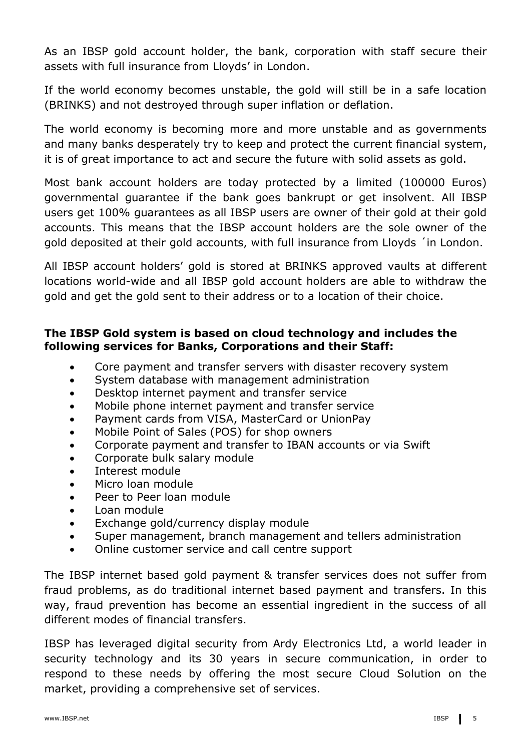As an IBSP gold account holder, the bank, corporation with staff secure their assets with full insurance from Lloyds' in London.

If the world economy becomes unstable, the gold will still be in a safe location (BRINKS) and not destroyed through super inflation or deflation.

The world economy is becoming more and more unstable and as governments and many banks desperately try to keep and protect the current financial system, it is of great importance to act and secure the future with solid assets as gold.

Most bank account holders are today protected by a limited (100000 Euros) governmental guarantee if the bank goes bankrupt or get insolvent. All IBSP users get 100% guarantees as all IBSP users are owner of their gold at their gold accounts. This means that the IBSP account holders are the sole owner of the gold deposited at their gold accounts, with full insurance from Lloyds ´in London.

All IBSP account holders' gold is stored at BRINKS approved vaults at different locations world-wide and all IBSP gold account holders are able to withdraw the gold and get the gold sent to their address or to a location of their choice.

**The IBSP Gold system is based on cloud technology and includes the following services for Banks, Corporations and their Staff:**

- Core payment and transfer servers with disaster recovery system
- System database with management administration
- Desktop internet payment and transfer service
- Mobile phone internet payment and transfer service
- Payment cards from VISA, MasterCard or UnionPay
- Mobile Point of Sales (POS) for shop owners
- Corporate payment and transfer to IBAN accounts or via Swift
- Corporate bulk salary module
- Interest module
- Micro loan module
- Peer to Peer loan module
- Loan module
- Exchange gold/currency display module
- Super management, branch management and tellers administration
- Online customer service and call centre support

The IBSP internet based gold payment & transfer services does not suffer from fraud problems, as do traditional internet based payment and transfers. In this way, fraud prevention has become an essential ingredient in the success of all different modes of financial transfers.

IBSP has leveraged digital security from Ardy Electronics Ltd, a world leader in security technology and its 30 years in secure communication, in order to respond to these needs by offering the most secure Cloud Solution on the market, providing a comprehensive set of services.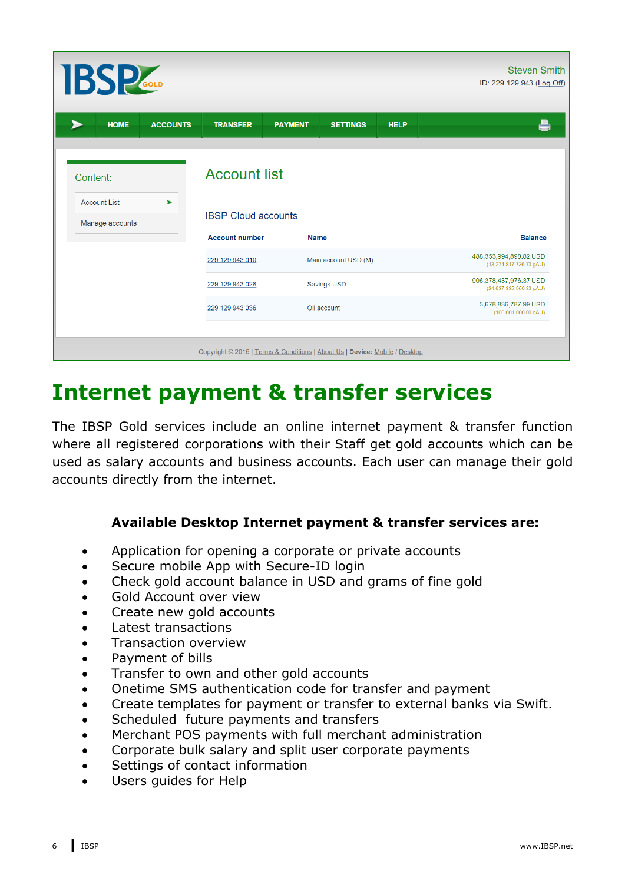IBSP GOLD

Steven Smith
ID: 229 129 943 (Log Off)

HOME | ACCOUNTS | TRANSFER | PAYMENT | SETTINGS | HELP

Content:

- Account List
- Manage accounts

## Account list

IBSP Cloud accounts

| Account number | Name | Balance |
|---|---|---|
| 229 129 943 010 | Main account USD (M) | 488,353,994,898.82 USD (13,274,817,736.73 gAU) |
| 229 129 943 028 | Savings USD | 906,378,437,976.37 USD (24,637,882,060.32 gAU) |
| 229 129 943 036 | Oil account | 3,678,836,787.99 USD (100,001,000.00 gAU) |

Copyright © 2015 | Terms & Conditions | About Us | Device: Mobile / Desktop

# Internet payment & transfer services

The IBSP Gold services include an online internet payment & transfer function where all registered corporations with their Staff get gold accounts which can be used as salary accounts and business accounts. Each user can manage their gold accounts directly from the internet.

**Available Desktop Internet payment & transfer services are:**

- Application for opening a corporate or private accounts
- Secure mobile App with Secure-ID login
- Check gold account balance in USD and grams of fine gold
- Gold Account over view
- Create new gold accounts
- Latest transactions
- Transaction overview
- Payment of bills
- Transfer to own and other gold accounts
- Onetime SMS authentication code for transfer and payment
- Create templates for payment or transfer to external banks via Swift.
- Scheduled future payments and transfers
- Merchant POS payments with full merchant administration
- Corporate bulk salary and split user corporate payments
- Settings of contact information
- Users guides for Help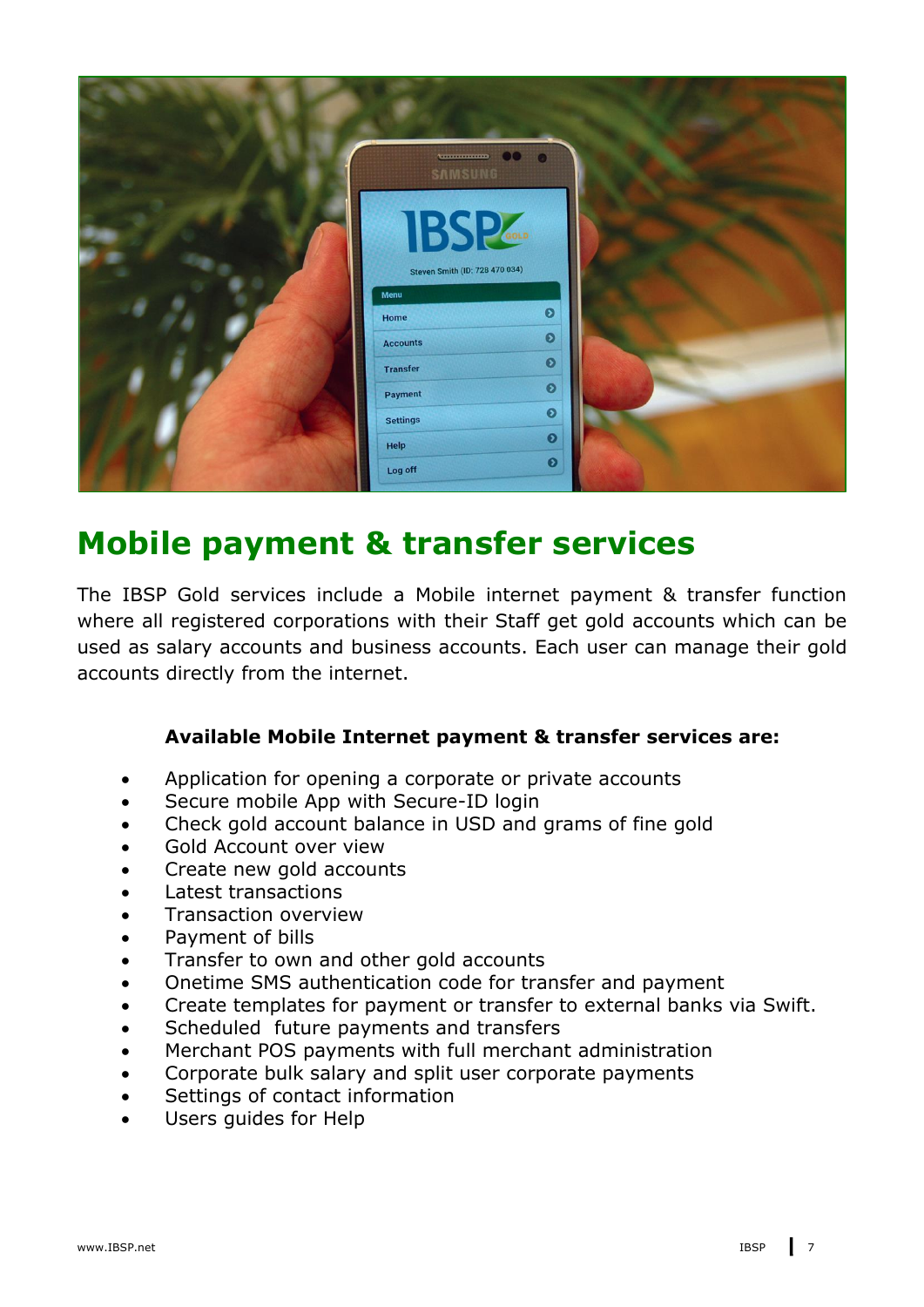## Mobile payment & transfer services

The IBSP Gold services include a Mobile internet payment & transfer function where all registered corporations with their Staff get gold accounts which can be used as salary accounts and business accounts. Each user can manage their gold accounts directly from the internet.

**Available Mobile Internet payment & transfer services are:**

- Application for opening a corporate or private accounts
- Secure mobile App with Secure-ID login
- Check gold account balance in USD and grams of fine gold
- Gold Account over view
- Create new gold accounts
- Latest transactions
- Transaction overview
- Payment of bills
- Transfer to own and other gold accounts
- Onetime SMS authentication code for transfer and payment
- Create templates for payment or transfer to external banks via Swift.
- Scheduled future payments and transfers
- Merchant POS payments with full merchant administration
- Corporate bulk salary and split user corporate payments
- Settings of contact information
- Users guides for Help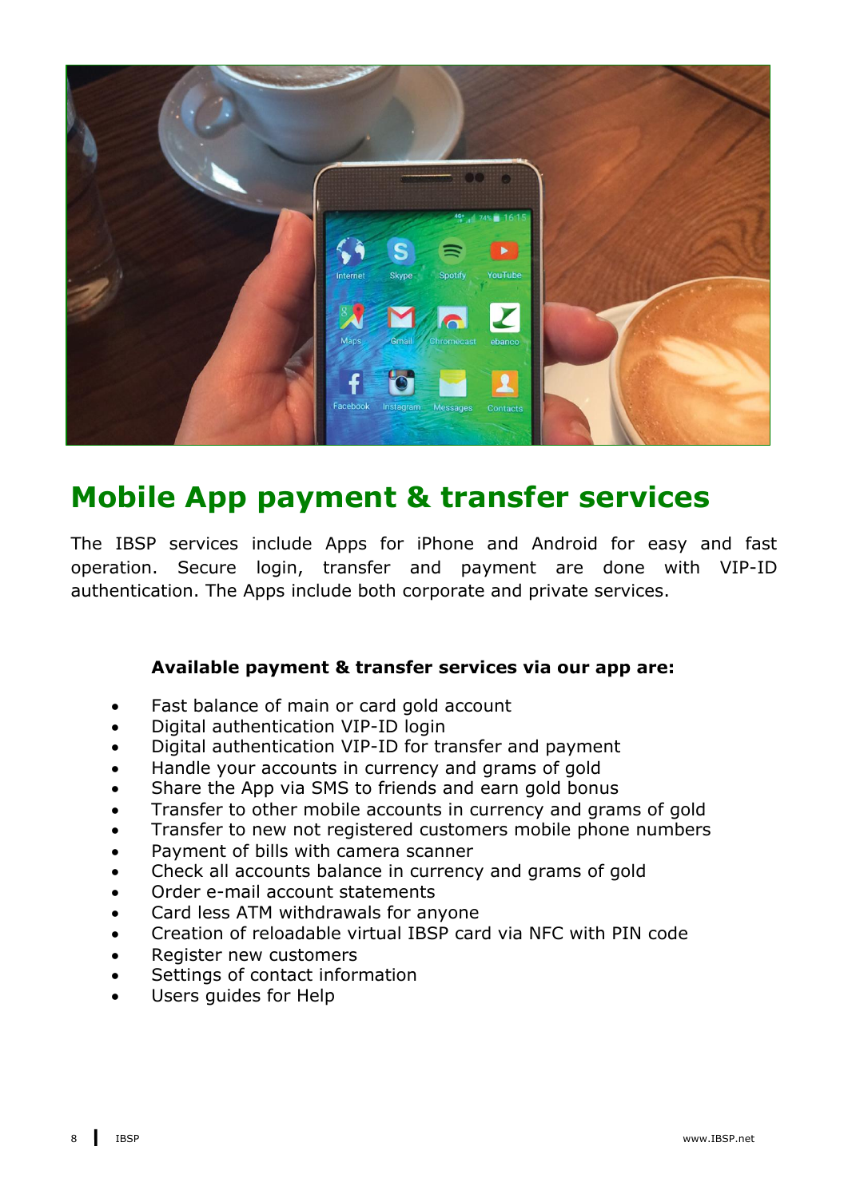# Mobile App payment & transfer services

The IBSP services include Apps for iPhone and Android for easy and fast operation. Secure login, transfer and payment are done with VIP-ID authentication. The Apps include both corporate and private services.

**Available payment & transfer services via our app are:**

- Fast balance of main or card gold account
- Digital authentication VIP-ID login
- Digital authentication VIP-ID for transfer and payment
- Handle your accounts in currency and grams of gold
- Share the App via SMS to friends and earn gold bonus
- Transfer to other mobile accounts in currency and grams of gold
- Transfer to new not registered customers mobile phone numbers
- Payment of bills with camera scanner
- Check all accounts balance in currency and grams of gold
- Order e-mail account statements
- Card less ATM withdrawals for anyone
- Creation of reloadable virtual IBSP card via NFC with PIN code
- Register new customers
- Settings of contact information
- Users guides for Help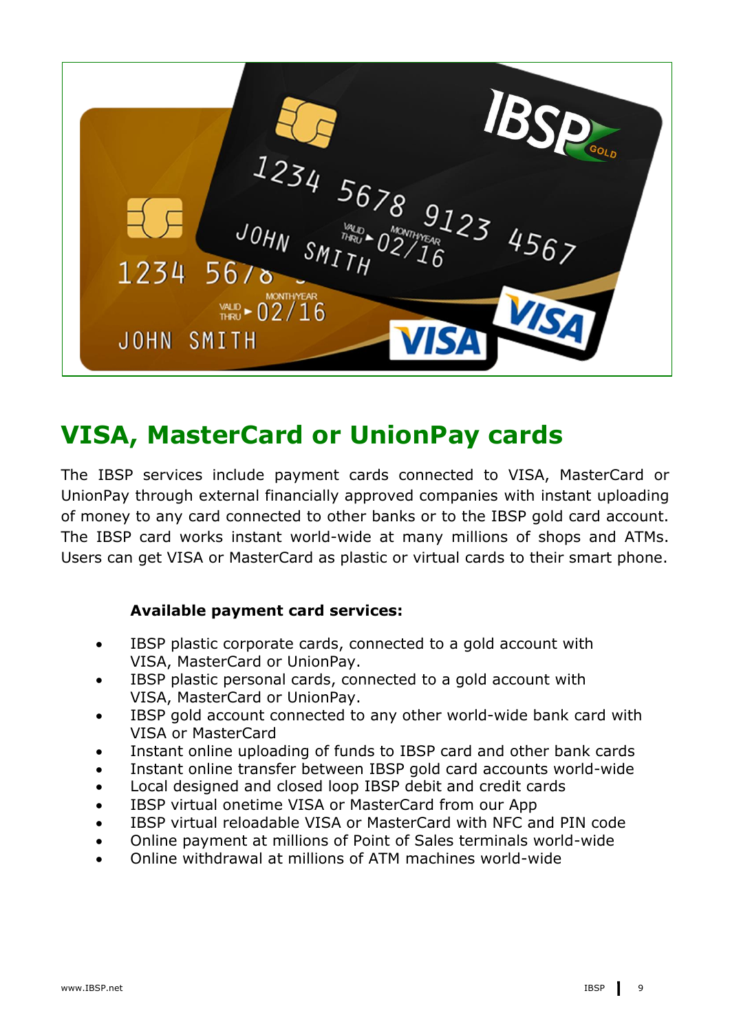## VISA, MasterCard or UnionPay cards

The IBSP services include payment cards connected to VISA, MasterCard or UnionPay through external financially approved companies with instant uploading of money to any card connected to other banks or to the IBSP gold card account. The IBSP card works instant world-wide at many millions of shops and ATMs. Users can get VISA or MasterCard as plastic or virtual cards to their smart phone.

**Available payment card services:**

- IBSP plastic corporate cards, connected to a gold account with VISA, MasterCard or UnionPay.
- IBSP plastic personal cards, connected to a gold account with VISA, MasterCard or UnionPay.
- IBSP gold account connected to any other world-wide bank card with VISA or MasterCard
- Instant online uploading of funds to IBSP card and other bank cards
- Instant online transfer between IBSP gold card accounts world-wide
- Local designed and closed loop IBSP debit and credit cards
- IBSP virtual onetime VISA or MasterCard from our App
- IBSP virtual reloadable VISA or MasterCard with NFC and PIN code
- Online payment at millions of Point of Sales terminals world-wide
- Online withdrawal at millions of ATM machines world-wide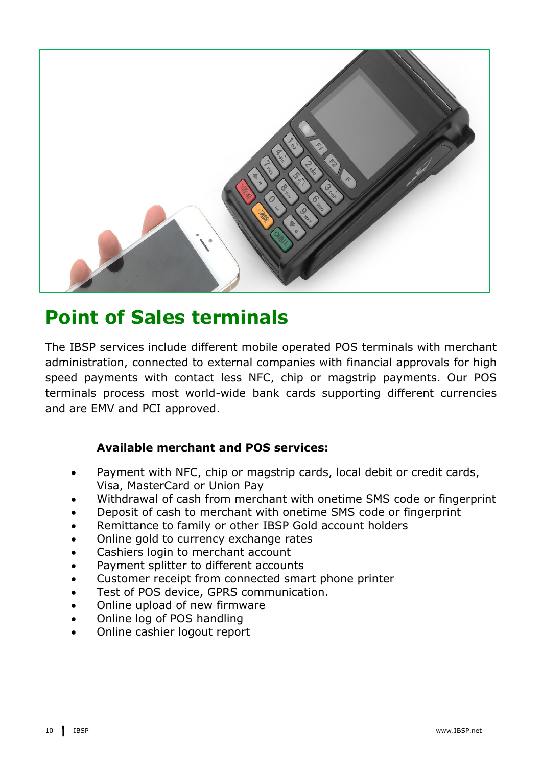# Point of Sales terminals

The IBSP services include different mobile operated POS terminals with merchant administration, connected to external companies with financial approvals for high speed payments with contact less NFC, chip or magstrip payments. Our POS terminals process most world-wide bank cards supporting different currencies and are EMV and PCI approved.

**Available merchant and POS services:**

- Payment with NFC, chip or magstrip cards, local debit or credit cards, Visa, MasterCard or Union Pay
- Withdrawal of cash from merchant with onetime SMS code or fingerprint
- Deposit of cash to merchant with onetime SMS code or fingerprint
- Remittance to family or other IBSP Gold account holders
- Online gold to currency exchange rates
- Cashiers login to merchant account
- Payment splitter to different accounts
- Customer receipt from connected smart phone printer
- Test of POS device, GPRS communication.
- Online upload of new firmware
- Online log of POS handling
- Online cashier logout report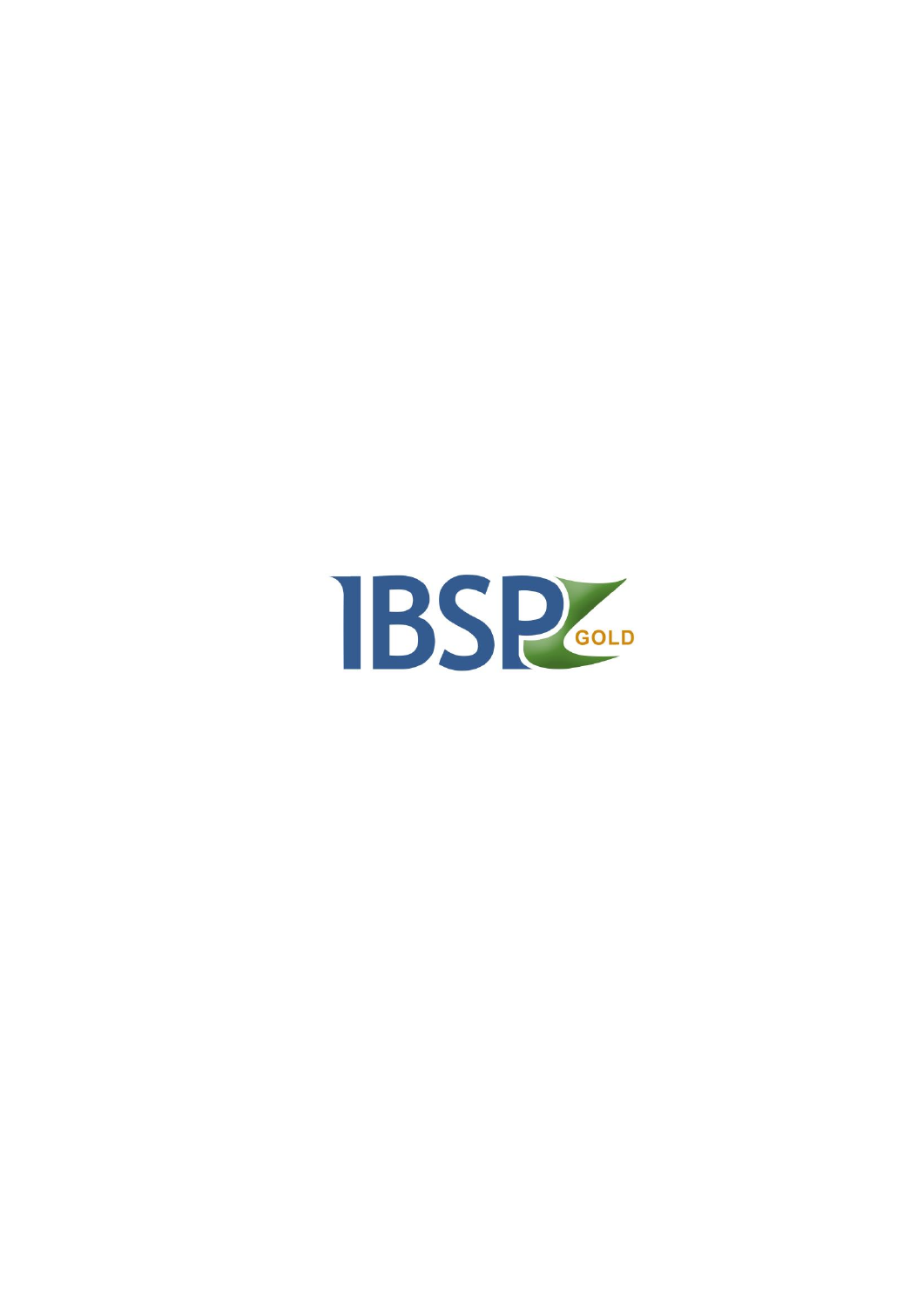IBSP GOLD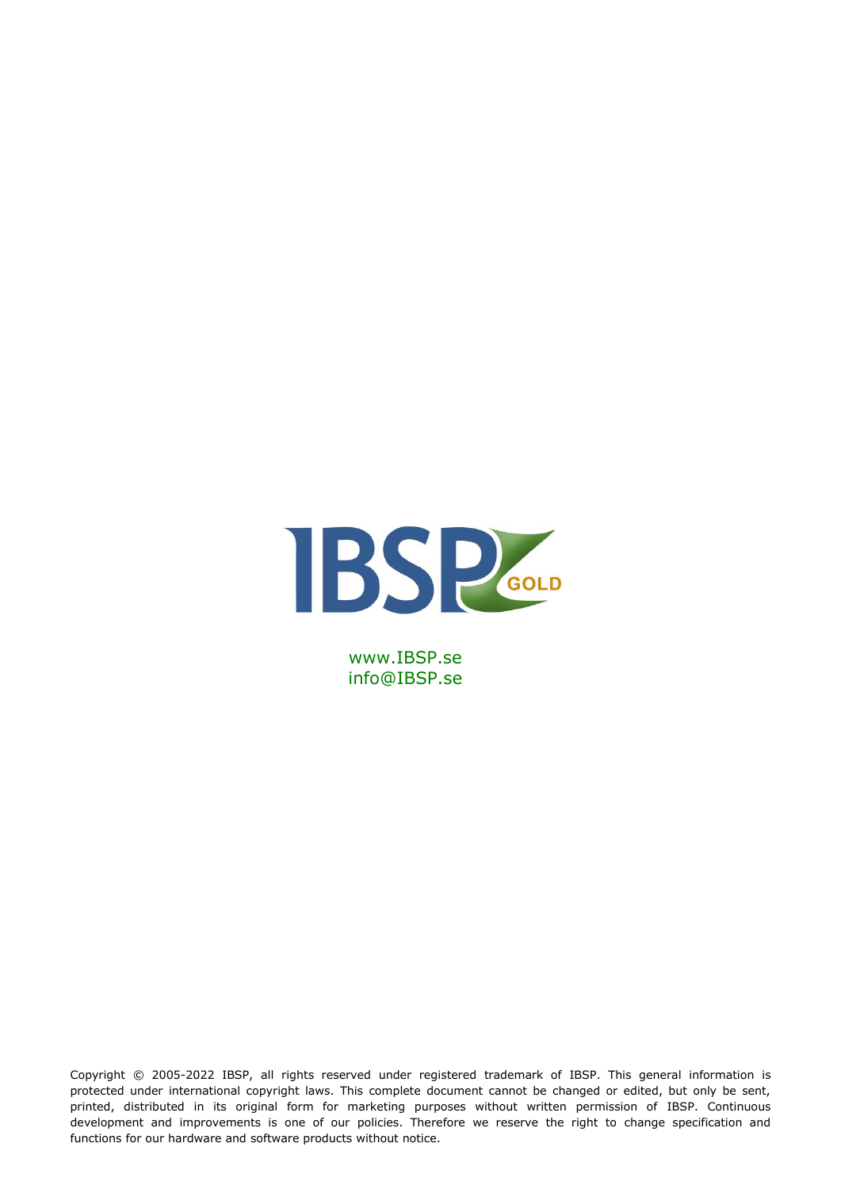www.IBSP.se
info@IBSP.se

Copyright © 2005-2022 IBSP, all rights reserved under registered trademark of IBSP. This general information is protected under international copyright laws. This complete document cannot be changed or edited, but only be sent, printed, distributed in its original form for marketing purposes without written permission of IBSP. Continuous development and improvements is one of our policies. Therefore we reserve the right to change specification and functions for our hardware and software products without notice.